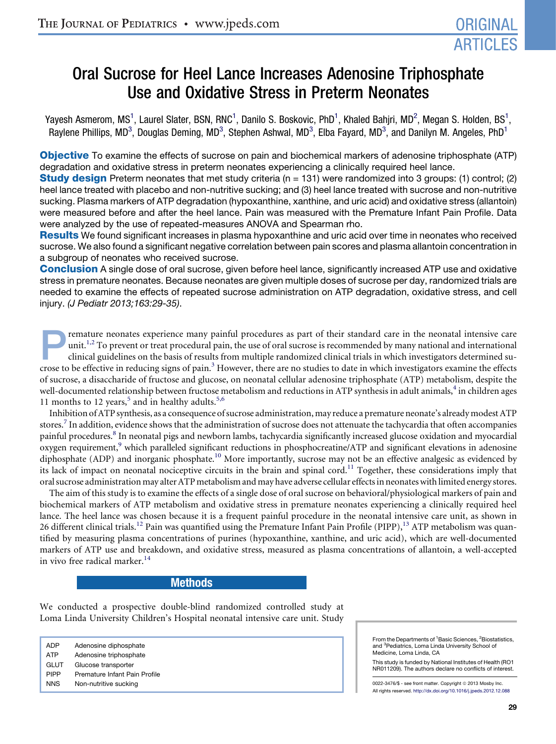# Oral Sucrose for Heel Lance Increases Adenosine Triphosphate Use and Oxidative Stress in Preterm Neonates

Yayesh Asmerom, MS[1], Laurel Slater, BSN, RNC[1], Danilo S. Boskovic, PhD[1], Khaled Bahjri, MD[2], Megan S. Holden, BS[1], Raylene Phillips, MD[3], Douglas Deming, MD[3], Stephen Ashwal, MD[3], Elba Fayard, MD[3], and Danilyn M. Angeles, PhD[1]

**Objective** To examine the effects of sucrose on pain and biochemical markers of adenosine triphosphate (ATP) degradation and oxidative stress in preterm neonates experiencing a clinically required heel lance.

**Study design** Preterm neonates that met study criteria (n = 131) were randomized into 3 groups: (1) control; (2) heel lance treated with placebo and non-nutritive sucking; and (3) heel lance treated with sucrose and non-nutritive sucking. Plasma markers of ATP degradation (hypoxanthine, xanthine, and uric acid) and oxidative stress (allantoin) were measured before and after the heel lance. Pain was measured with the Premature Infant Pain Profile. Data were analyzed by the use of repeated-measures ANOVA and Spearman rho.

**Results** We found significant increases in plasma hypoxanthine and uric acid over time in neonates who received sucrose. We also found a significant negative correlation between pain scores and plasma allantoin concentration in a subgroup of neonates who received sucrose.

**Conclusion** A single dose of oral sucrose, given before heel lance, significantly increased ATP use and oxidative stress in premature neonates. Because neonates are given multiple doses of sucrose per day, randomized trials are needed to examine the effects of repeated sucrose administration on ATP degradation, oxidative stress, and cell injury. *(J Pediatr 2013;163:29-35).*

Premature neonates experience many painful procedures as part of their standard care in the neonatal intensive care unit.[1,2] To prevent or treat procedural pain, the use of oral sucrose is recommended by many national and international clinical guidelines on the basis of results from multiple randomized clinical trials in which investigators determined sucrose to be effective in reducing signs of pain.[3] However, there are no studies to date in which investigators examine the effects of sucrose, a disaccharide of fructose and glucose, on neonatal cellular adenosine triphosphate (ATP) metabolism, despite the well-documented relationship between fructose metabolism and reductions in ATP synthesis in adult animals,[4] in children ages 11 months to 12 years,[5] and in healthy adults.[5,6]

Inhibition of ATP synthesis, as a consequence of sucrose administration, may reduce a premature neonate's already modest ATP stores.[7] In addition, evidence shows that the administration of sucrose does not attenuate the tachycardia that often accompanies painful procedures.[8] In neonatal pigs and newborn lambs, tachycardia significantly increased glucose oxidation and myocardial oxygen requirement,[9] which paralleled significant reductions in phosphocreatine/ATP and significant elevations in adenosine diphosphate (ADP) and inorganic phosphate.[10] More importantly, sucrose may not be an effective analgesic as evidenced by its lack of impact on neonatal nociceptive circuits in the brain and spinal cord.[11] Together, these considerations imply that oral sucrose administration may alter ATP metabolism and may have adverse cellular effects in neonates with limited energy stores.

The aim of this study is to examine the effects of a single dose of oral sucrose on behavioral/physiological markers of pain and biochemical markers of ATP metabolism and oxidative stress in premature neonates experiencing a clinically required heel lance. The heel lance was chosen because it is a frequent painful procedure in the neonatal intensive care unit, as shown in 26 different clinical trials.[12] Pain was quantified using the Premature Infant Pain Profile (PIPP),[13] ATP metabolism was quantified by measuring plasma concentrations of purines (hypoxanthine, xanthine, and uric acid), which are well-documented markers of ATP use and breakdown, and oxidative stress, measured as plasma concentrations of allantoin, a well-accepted in vivo free radical marker.[14]

## Methods

We conducted a prospective double-blind randomized controlled study at Loma Linda University Children's Hospital neonatal intensive care unit. Study

| | |
|---|---|
| ADP | Adenosine diphosphate |
| ATP | Adenosine triphosphate |
| GLUT | Glucose transporter |
| PIPP | Premature Infant Pain Profile |
| NNS | Non-nutritive sucking |

From the Departments of [1]Basic Sciences, [2]Biostatistics, and [3]Pediatrics, Loma Linda University School of Medicine, Loma Linda, CA

This study is funded by National Institutes of Health (RO1 NR011209). The authors declare no conflicts of interest.

0022-3476/$ - see front matter. Copyright © 2013 Mosby Inc. All rights reserved. http://dx.doi.org/10.1016/j.jpeds.2012.12.088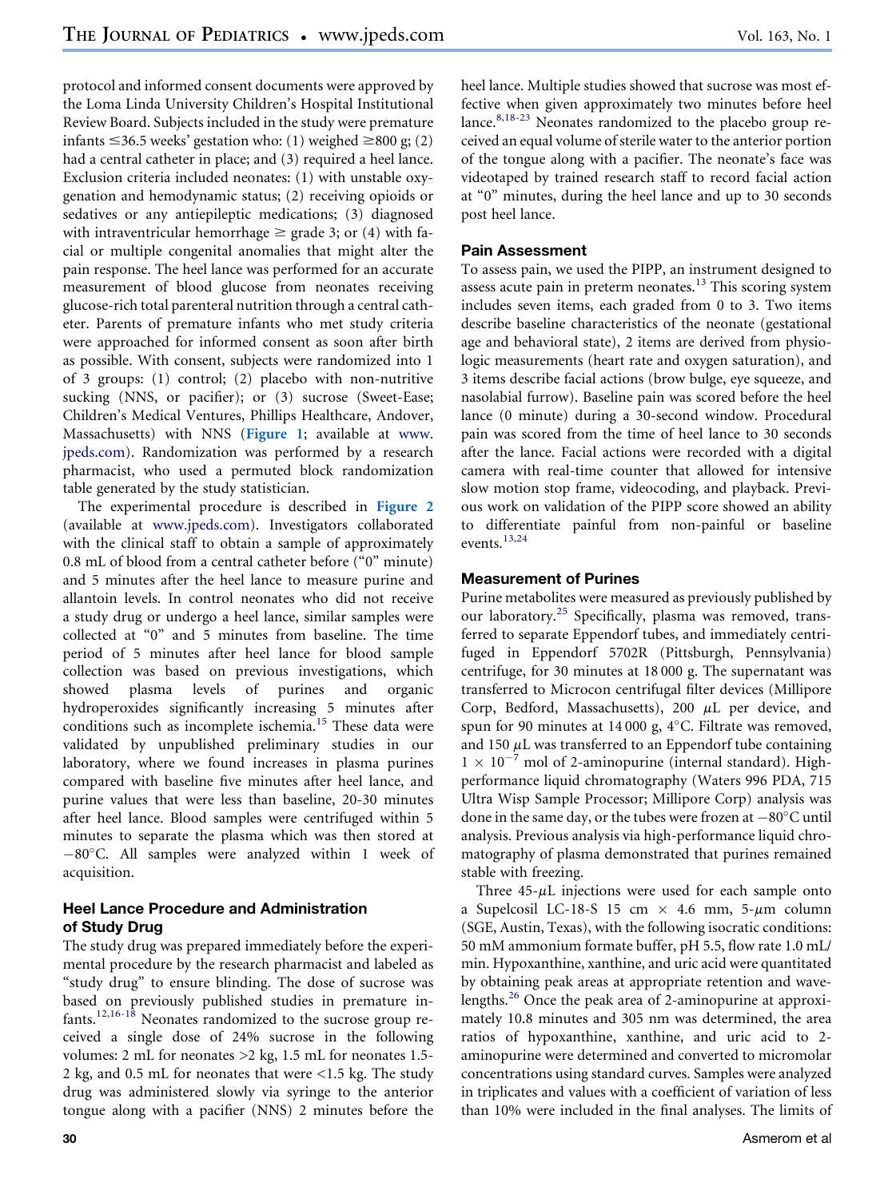protocol and informed consent documents were approved by the Loma Linda University Children's Hospital Institutional Review Board. Subjects included in the study were premature infants ≤36.5 weeks' gestation who: (1) weighed ≥800 g; (2) had a central catheter in place; and (3) required a heel lance. Exclusion criteria included neonates: (1) with unstable oxygenation and hemodynamic status; (2) receiving opioids or sedatives or any antiepileptic medications; (3) diagnosed with intraventricular hemorrhage ≥ grade 3; or (4) with facial or multiple congenital anomalies that might alter the pain response. The heel lance was performed for an accurate measurement of blood glucose from neonates receiving glucose-rich total parenteral nutrition through a central catheter. Parents of premature infants who met study criteria were approached for informed consent as soon after birth as possible. With consent, subjects were randomized into 1 of 3 groups: (1) control; (2) placebo with non-nutritive sucking (NNS, or pacifier); or (3) sucrose (Sweet-Ease; Children's Medical Ventures, Phillips Healthcare, Andover, Massachusetts) with NNS (**Figure 1**; available at www.jpeds.com). Randomization was performed by a research pharmacist, who used a permuted block randomization table generated by the study statistician.

The experimental procedure is described in **Figure 2** (available at www.jpeds.com). Investigators collaborated with the clinical staff to obtain a sample of approximately 0.8 mL of blood from a central catheter before ("0" minute) and 5 minutes after the heel lance to measure purine and allantoin levels. In control neonates who did not receive a study drug or undergo a heel lance, similar samples were collected at "0" and 5 minutes from baseline. The time period of 5 minutes after heel lance for blood sample collection was based on previous investigations, which showed plasma levels of purines and organic hydroperoxides significantly increasing 5 minutes after conditions such as incomplete ischemia.[15] These data were validated by unpublished preliminary studies in our laboratory, where we found increases in plasma purines compared with baseline five minutes after heel lance, and purine values that were less than baseline, 20-30 minutes after heel lance. Blood samples were centrifuged within 5 minutes to separate the plasma which was then stored at −80°C. All samples were analyzed within 1 week of acquisition.

### Heel Lance Procedure and Administration of Study Drug

The study drug was prepared immediately before the experimental procedure by the research pharmacist and labeled as "study drug" to ensure blinding. The dose of sucrose was based on previously published studies in premature infants.[12,16-18] Neonates randomized to the sucrose group received a single dose of 24% sucrose in the following volumes: 2 mL for neonates >2 kg, 1.5 mL for neonates 1.5-2 kg, and 0.5 mL for neonates that were <1.5 kg. The study drug was administered slowly via syringe to the anterior tongue along with a pacifier (NNS) 2 minutes before the heel lance. Multiple studies showed that sucrose was most effective when given approximately two minutes before heel lance.[8,18-23] Neonates randomized to the placebo group received an equal volume of sterile water to the anterior portion of the tongue along with a pacifier. The neonate's face was videotaped by trained research staff to record facial action at "0" minutes, during the heel lance and up to 30 seconds post heel lance.

### Pain Assessment

To assess pain, we used the PIPP, an instrument designed to assess acute pain in preterm neonates.[13] This scoring system includes seven items, each graded from 0 to 3. Two items describe baseline characteristics of the neonate (gestational age and behavioral state), 2 items are derived from physiologic measurements (heart rate and oxygen saturation), and 3 items describe facial actions (brow bulge, eye squeeze, and nasolabial furrow). Baseline pain was scored before the heel lance (0 minute) during a 30-second window. Procedural pain was scored from the time of heel lance to 30 seconds after the lance. Facial actions were recorded with a digital camera with real-time counter that allowed for intensive slow motion stop frame, videocoding, and playback. Previous work on validation of the PIPP score showed an ability to differentiate painful from non-painful or baseline events.[13,24]

### Measurement of Purines

Purine metabolites were measured as previously published by our laboratory.[25] Specifically, plasma was removed, transferred to separate Eppendorf tubes, and immediately centrifuged in Eppendorf 5702R (Pittsburgh, Pennsylvania) centrifuge, for 30 minutes at 18 000 g. The supernatant was transferred to Microcon centrifugal filter devices (Millipore Corp, Bedford, Massachusetts), 200 $\mu$L per device, and spun for 90 minutes at 14 000 g, 4°C. Filtrate was removed, and 150 $\mu$L was transferred to an Eppendorf tube containing $1 \times 10^{-7}$ mol of 2-aminopurine (internal standard). High-performance liquid chromatography (Waters 996 PDA, 715 Ultra Wisp Sample Processor; Millipore Corp) analysis was done in the same day, or the tubes were frozen at −80°C until analysis. Previous analysis via high-performance liquid chromatography of plasma demonstrated that purines remained stable with freezing.

Three 45-$\mu$L injections were used for each sample onto a Supelcosil LC-18-S 15 cm × 4.6 mm, 5-$\mu m$ column (SGE, Austin, Texas), with the following isocratic conditions: 50 mM ammonium formate buffer, pH 5.5, flow rate 1.0 mL/min. Hypoxanthine, xanthine, and uric acid were quantitated by obtaining peak areas at appropriate retention and wavelengths.[26] Once the peak area of 2-aminopurine at approximately 10.8 minutes and 305 nm was determined, the area ratios of hypoxanthine, xanthine, and uric acid to 2-aminopurine were determined and converted to micromolar concentrations using standard curves. Samples were analyzed in triplicates and values with a coefficient of variation of less than 10% were included in the final analyses. The limits of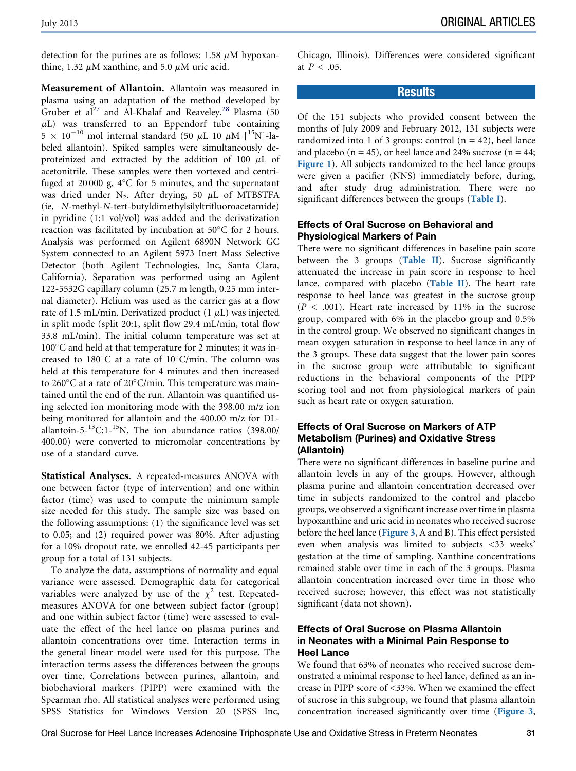detection for the purines are as follows: 1.58 $\mu$M hypoxanthine, 1.32 $\mu$M xanthine, and 5.0 $\mu$M uric acid.

**Measurement of Allantoin.** Allantoin was measured in plasma using an adaptation of the method developed by Gruber et al[27] and Al-Khalaf and Reaveley.[28] Plasma (50 $\mu$L) was transferred to an Eppendorf tube containing $5 \times 10^{-10}$ mol internal standard (50 $\mu$L 10 $\mu$M [$^{15}$N]-labeled allantoin). Spiked samples were simultaneously deproteinized and extracted by the addition of 100 $\mu$L of acetonitrile. These samples were then vortexed and centrifuged at 20 000 g, 4°C for 5 minutes, and the supernatant was dried under $N_2$. After drying, 50 $\mu$L of MTBSTFA (ie, *N*-methyl-*N*-tert-butyldimethylsilyltrifluoroacetamide) in pyridine (1:1 vol/vol) was added and the derivatization reaction was facilitated by incubation at 50°C for 2 hours. Analysis was performed on Agilent 6890N Network GC System connected to an Agilent 5973 Inert Mass Selective Detector (both Agilent Technologies, Inc, Santa Clara, California). Separation was performed using an Agilent 122-5532G capillary column (25.7 m length, 0.25 mm internal diameter). Helium was used as the carrier gas at a flow rate of 1.5 mL/min. Derivatized product (1 $\mu$L) was injected in split mode (split 20:1, split flow 29.4 mL/min, total flow 33.8 mL/min). The initial column temperature was set at 100°C and held at that temperature for 2 minutes; it was increased to 180°C at a rate of 10°C/min. The column was held at this temperature for 4 minutes and then increased to 260°C at a rate of 20°C/min. This temperature was maintained until the end of the run. Allantoin was quantified using selected ion monitoring mode with the 398.00 m/z ion being monitored for allantoin and the 400.00 m/z for DL-allantoin-5-$^{13}$C;1-$^{15}$N. The ion abundance ratios (398.00/400.00) were converted to micromolar concentrations by use of a standard curve.

**Statistical Analyses.** A repeated-measures ANOVA with one between factor (type of intervention) and one within factor (time) was used to compute the minimum sample size needed for this study. The sample size was based on the following assumptions: (1) the significance level was set to 0.05; and (2) required power was 80%. After adjusting for a 10% dropout rate, we enrolled 42-45 participants per group for a total of 131 subjects.

To analyze the data, assumptions of normality and equal variance were assessed. Demographic data for categorical variables were analyzed by use of the $\chi^2$ test. Repeated-measures ANOVA for one between subject factor (group) and one within subject factor (time) were assessed to evaluate the effect of the heel lance on plasma purines and allantoin concentrations over time. Interaction terms in the general linear model were used for this purpose. The interaction terms assess the differences between the groups over time. Correlations between purines, allantoin, and biobehavioral markers (PIPP) were examined with the Spearman rho. All statistical analyses were performed using SPSS Statistics for Windows Version 20 (SPSS Inc, Chicago, Illinois). Differences were considered significant at $P < .05$.

## Results

Of the 151 subjects who provided consent between the months of July 2009 and February 2012, 131 subjects were randomized into 1 of 3 groups: control (n = 42), heel lance and placebo (n = 45), or heel lance and 24% sucrose (n = 44; Figure 1). All subjects randomized to the heel lance groups were given a pacifier (NNS) immediately before, during, and after study drug administration. There were no significant differences between the groups (Table I).

### Effects of Oral Sucrose on Behavioral and Physiological Markers of Pain

There were no significant differences in baseline pain score between the 3 groups (Table II). Sucrose significantly attenuated the increase in pain score in response to heel lance, compared with placebo (Table II). The heart rate response to heel lance was greatest in the sucrose group ($P < .001$). Heart rate increased by 11% in the sucrose group, compared with 6% in the placebo group and 0.5% in the control group. We observed no significant changes in mean oxygen saturation in response to heel lance in any of the 3 groups. These data suggest that the lower pain scores in the sucrose group were attributable to significant reductions in the behavioral components of the PIPP scoring tool and not from physiological markers of pain such as heart rate or oxygen saturation.

### Effects of Oral Sucrose on Markers of ATP Metabolism (Purines) and Oxidative Stress (Allantoin)

There were no significant differences in baseline purine and allantoin levels in any of the groups. However, although plasma purine and allantoin concentration decreased over time in subjects randomized to the control and placebo groups, we observed a significant increase over time in plasma hypoxanthine and uric acid in neonates who received sucrose before the heel lance (Figure 3, A and B). This effect persisted even when analysis was limited to subjects <33 weeks' gestation at the time of sampling. Xanthine concentrations remained stable over time in each of the 3 groups. Plasma allantoin concentration increased over time in those who received sucrose; however, this effect was not statistically significant (data not shown).

### Effects of Oral Sucrose on Plasma Allantoin in Neonates with a Minimal Pain Response to Heel Lance

We found that 63% of neonates who received sucrose demonstrated a minimal response to heel lance, defined as an increase in PIPP score of <33%. When we examined the effect of sucrose in this subgroup, we found that plasma allantoin concentration increased significantly over time (Figure 3,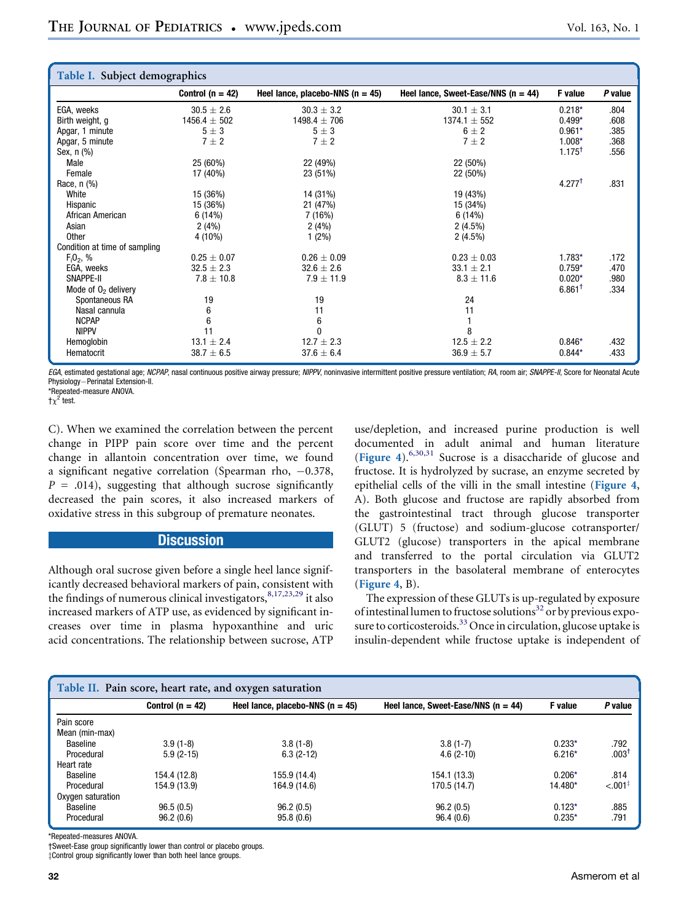**Table I. Subject demographics**

| | Control (n = 42) | Heel lance, placebo-NNS (n = 45) | Heel lance, Sweet-Ease/NNS (n = 44) | F value | P value |
|---|---|---|---|---|---|
| EGA, weeks | 30.5 ± 2.6 | 30.3 ± 3.2 | 30.1 ± 3.1 | 0.218* | .804 |
| Birth weight, g | 1456.4 ± 502 | 1498.4 ± 706 | 1374.1 ± 552 | 0.499* | .608 |
| Apgar, 1 minute | 5 ± 3 | 5 ± 3 | 6 ± 2 | 0.961* | .385 |
| Apgar, 5 minute | 7 ± 2 | 7 ± 2 | 7 ± 2 | 1.008* | .368 |
| Sex, n (%) | | | | 1.175† | .556 |
| Male | 25 (60%) | 22 (49%) | 22 (50%) | | |
| Female | 17 (40%) | 23 (51%) | 22 (50%) | | |
| Race, n (%) | | | | 4.277† | .831 |
| White | 15 (36%) | 14 (31%) | 19 (43%) | | |
| Hispanic | 15 (36%) | 21 (47%) | 15 (34%) | | |
| African American | 6 (14%) | 7 (16%) | 6 (14%) | | |
| Asian | 2 (4%) | 2 (4%) | 2 (4.5%) | | |
| Other | 4 (10%) | 1 (2%) | 2 (4.5%) | | |
| Condition at time of sampling | | | | | |
| $F_iO_2$, % | 0.25 ± 0.07 | 0.26 ± 0.09 | 0.23 ± 0.03 | 1.783* | .172 |
| EGA, weeks | 32.5 ± 2.3 | 32.6 ± 2.6 | 33.1 ± 2.1 | 0.759* | .470 |
| SNAPPE-II | 7.8 ± 10.8 | 7.9 ± 11.9 | 8.3 ± 11.6 | 0.020* | .980 |
| Mode of $O_2$ delivery | | | | 6.861† | .334 |
| Spontaneous RA | 19 | 19 | 24 | | |
| Nasal cannula | 6 | 11 | 11 | | |
| NCPAP | 6 | 6 | 1 | | |
| NIPPV | 11 | 0 | 8 | | |
| Hemoglobin | 13.1 ± 2.4 | 12.7 ± 2.3 | 12.5 ± 2.2 | 0.846* | .432 |
| Hematocrit | 38.7 ± 6.5 | 37.6 ± 6.4 | 36.9 ± 5.7 | 0.844* | .433 |

*EGA*, estimated gestational age; *NCPAP*, nasal continuous positive airway pressure; *NIPPV*, noninvasive intermittent positive pressure ventilation; *RA*, room air; *SNAPPE-II*, Score for Neonatal Acute Physiology—Perinatal Extension-II.
*Repeated-measure ANOVA.
†$\chi^2$ test.

C). When we examined the correlation between the percent change in PIPP pain score over time and the percent change in allantoin concentration over time, we found a significant negative correlation (Spearman rho, −0.378, $P$ = .014), suggesting that although sucrose significantly decreased the pain scores, it also increased markers of oxidative stress in this subgroup of premature neonates.

## Discussion

Although oral sucrose given before a single heel lance significantly decreased behavioral markers of pain, consistent with the findings of numerous clinical investigators,[8,17,23,29] it also increased markers of ATP use, as evidenced by significant increases over time in plasma hypoxanthine and uric acid concentrations. The relationship between sucrose, ATP use/depletion, and increased purine production is well documented in adult animal and human literature (Figure 4).[6,30,31] Sucrose is a disaccharide of glucose and fructose. It is hydrolyzed by sucrase, an enzyme secreted by epithelial cells of the villi in the small intestine (Figure 4, A). Both glucose and fructose are rapidly absorbed from the gastrointestinal tract through glucose transporter (GLUT) 5 (fructose) and sodium-glucose cotransporter/GLUT2 (glucose) transporters in the apical membrane and transferred to the portal circulation via GLUT2 transporters in the basolateral membrane of enterocytes (Figure 4, B).

The expression of these GLUTs is up-regulated by exposure of intestinal lumen to fructose solutions[32] or by previous exposure to corticosteroids.[33] Once in circulation, glucose uptake is insulin-dependent while fructose uptake is independent of

**Table II. Pain score, heart rate, and oxygen saturation**

| | Control (n = 42) | Heel lance, placebo-NNS (n = 45) | Heel lance, Sweet-Ease/NNS (n = 44) | F value | P value |
|---|---|---|---|---|---|
| Pain score | | | | | |
| Mean (min-max) | | | | | |
| Baseline | 3.9 (1-8) | 3.8 (1-8) | 3.8 (1-7) | 0.233* | .792 |
| Procedural | 5.9 (2-15) | 6.3 (2-12) | 4.6 (2-10) | 6.216* | .003† |
| Heart rate | | | | | |
| Baseline | 154.4 (12.8) | 155.9 (14.4) | 154.1 (13.3) | 0.206* | .814 |
| Procedural | 154.9 (13.9) | 164.9 (14.6) | 170.5 (14.7) | 14.480* | <.001‡ |
| Oxygen saturation | | | | | |
| Baseline | 96.5 (0.5) | 96.2 (0.5) | 96.2 (0.5) | 0.123* | .885 |
| Procedural | 96.2 (0.6) | 95.8 (0.6) | 96.4 (0.6) | 0.235* | .791 |

*Repeated-measures ANOVA.
†Sweet-Ease group significantly lower than control or placebo groups.
‡Control group significantly lower than both heel lance groups.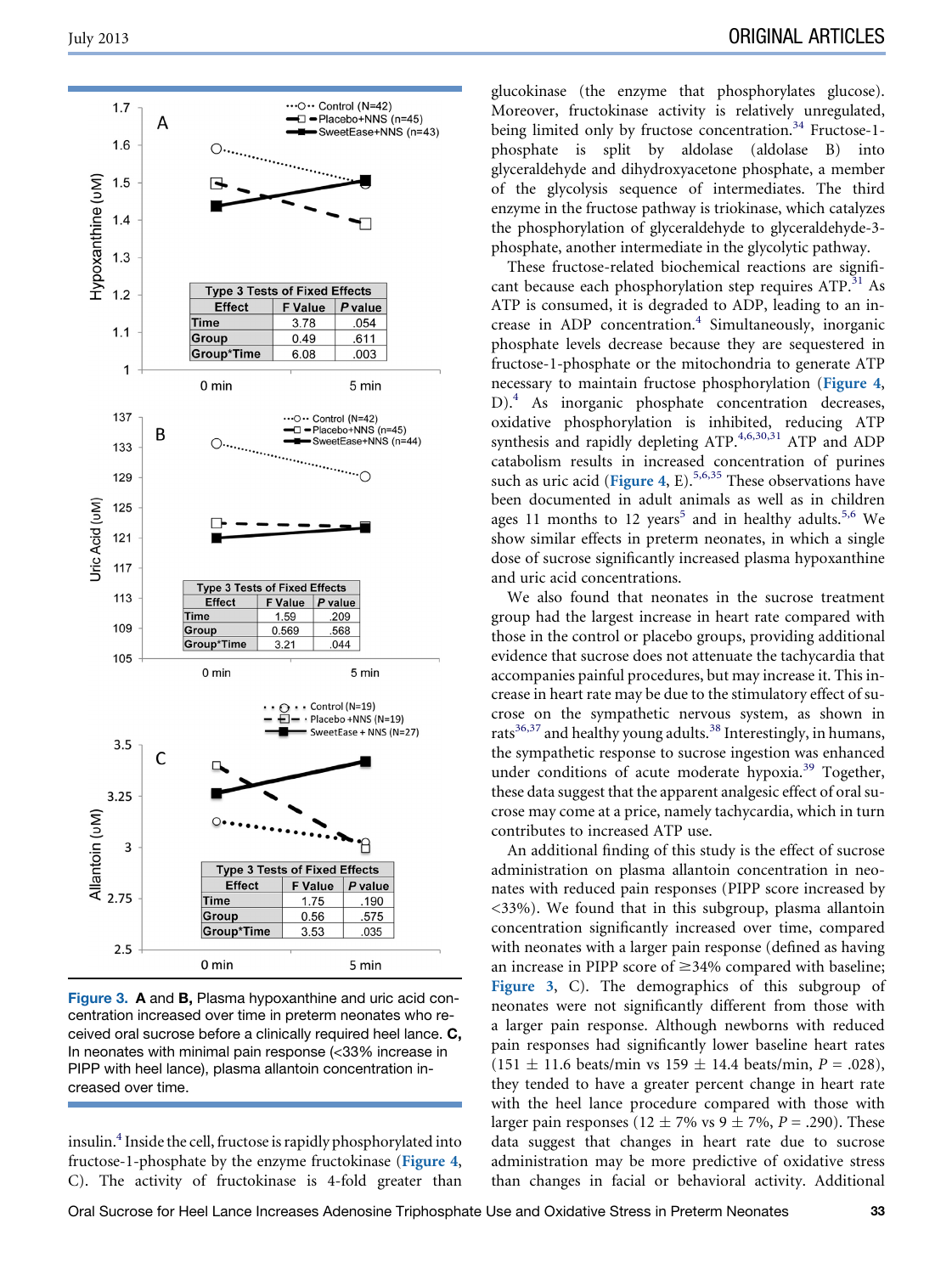| Type 3 Tests of Fixed Effects | | |
|---|---|---|
| Effect | F Value | P value |
| Time | 3.78 | .054 |
| Group | 0.49 | .611 |
| Group*Time | 6.08 | .003 |

| Type 3 Tests of Fixed Effects | | |
|---|---|---|
| Effect | F Value | P value |
| Time | 1.59 | .209 |
| Group | 0.569 | .568 |
| Group*Time | 3.21 | .044 |

| Type 3 Tests of Fixed Effects | | |
|---|---|---|
| Effect | F Value | P value |
| Time | 1.75 | .190 |
| Group | 0.56 | .575 |
| Group*Time | 3.53 | .035 |

**Figure 3.** **A** and **B,** Plasma hypoxanthine and uric acid concentration increased over time in preterm neonates who received oral sucrose before a clinically required heel lance. **C,** In neonates with minimal pain response (<33% increase in PIPP with heel lance), plasma allantoin concentration increased over time.

insulin.[4] Inside the cell, fructose is rapidly phosphorylated into fructose-1-phosphate by the enzyme fructokinase (Figure 4, C). The activity of fructokinase is 4-fold greater than glucokinase (the enzyme that phosphorylates glucose). Moreover, fructokinase activity is relatively unregulated, being limited only by fructose concentration.[34] Fructose-1-phosphate is split by aldolase (aldolase B) into glyceraldehyde and dihydroxyacetone phosphate, a member of the glycolysis sequence of intermediates. The third enzyme in the fructose pathway is triokinase, which catalyzes the phosphorylation of glyceraldehyde to glyceraldehyde-3-phosphate, another intermediate in the glycolytic pathway.

These fructose-related biochemical reactions are significant because each phosphorylation step requires ATP.[31] As ATP is consumed, it is degraded to ADP, leading to an increase in ADP concentration.[4] Simultaneously, inorganic phosphate levels decrease because they are sequestered in fructose-1-phosphate or the mitochondria to generate ATP necessary to maintain fructose phosphorylation (Figure 4, D).[4] As inorganic phosphate concentration decreases, oxidative phosphorylation is inhibited, reducing ATP synthesis and rapidly depleting ATP.[4,6,30,31] ATP and ADP catabolism results in increased concentration of purines such as uric acid (Figure 4, E).[5,6,35] These observations have been documented in adult animals as well as in children ages 11 months to 12 years[5] and in healthy adults.[5,6] We show similar effects in preterm neonates, in which a single dose of sucrose significantly increased plasma hypoxanthine and uric acid concentrations.

We also found that neonates in the sucrose treatment group had the largest increase in heart rate compared with those in the control or placebo groups, providing additional evidence that sucrose does not attenuate the tachycardia that accompanies painful procedures, but may increase it. This increase in heart rate may be due to the stimulatory effect of sucrose on the sympathetic nervous system, as shown in rats[36,37] and healthy young adults.[38] Interestingly, in humans, the sympathetic response to sucrose ingestion was enhanced under conditions of acute moderate hypoxia.[39] Together, these data suggest that the apparent analgesic effect of oral sucrose may come at a price, namely tachycardia, which in turn contributes to increased ATP use.

An additional finding of this study is the effect of sucrose administration on plasma allantoin concentration in neonates with reduced pain responses (PIPP score increased by <33%). We found that in this subgroup, plasma allantoin concentration significantly increased over time, compared with neonates with a larger pain response (defined as having an increase in PIPP score of ≥34% compared with baseline; Figure 3, C). The demographics of this subgroup of neonates were not significantly different from those with a larger pain response. Although newborns with reduced pain responses had significantly lower baseline heart rates (151 ± 11.6 beats/min vs 159 ± 14.4 beats/min, $P = .028$), they tended to have a greater percent change in heart rate with the heel lance procedure compared with those with larger pain responses (12 ± 7% vs 9 ± 7%, $P = .290$). These data suggest that changes in heart rate due to sucrose administration may be more predictive of oxidative stress than changes in facial or behavioral activity. Additional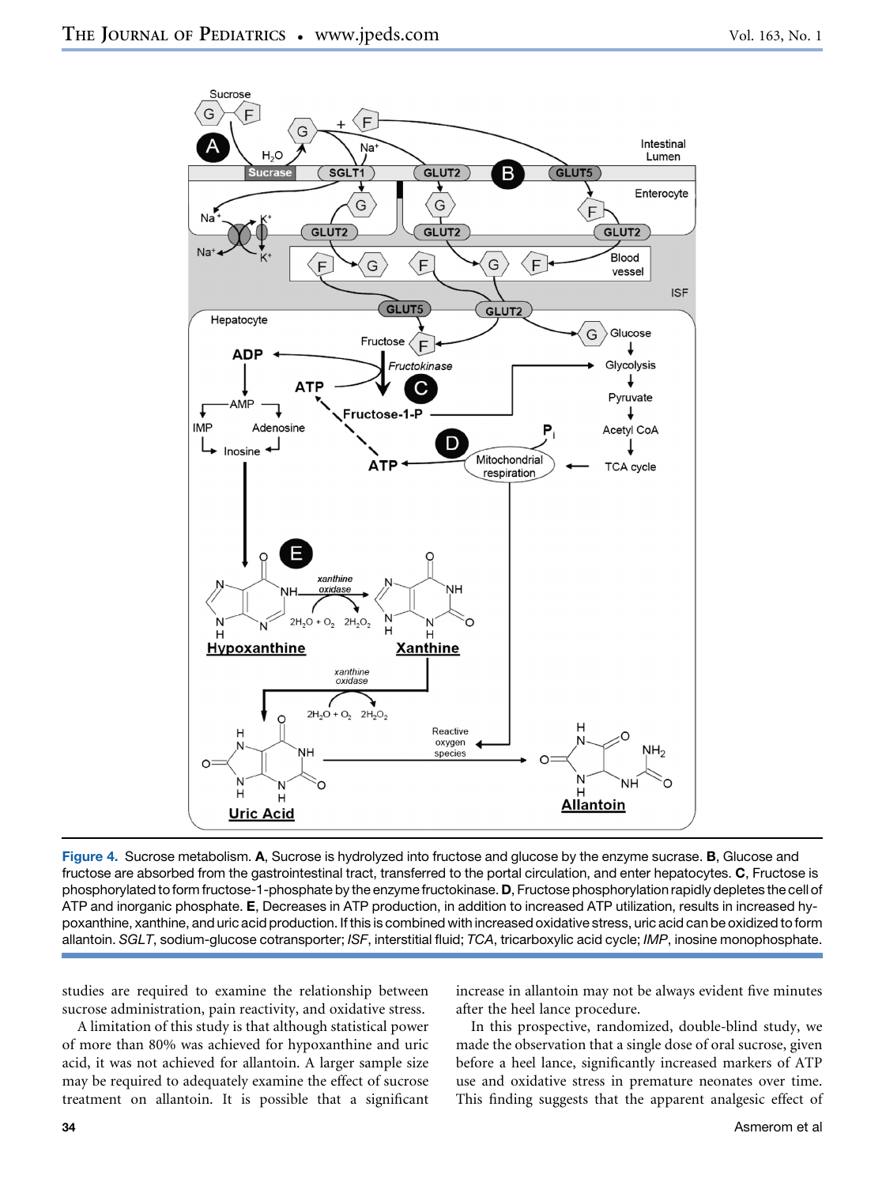Figure 4. Sucrose metabolism. **A**, Sucrose is hydrolyzed into fructose and glucose by the enzyme sucrase. **B**, Glucose and fructose are absorbed from the gastrointestinal tract, transferred to the portal circulation, and enter hepatocytes. **C**, Fructose is phosphorylated to form fructose-1-phosphate by the enzyme fructokinase. **D**, Fructose phosphorylation rapidly depletes the cell of ATP and inorganic phosphate. **E**, Decreases in ATP production, in addition to increased ATP utilization, results in increased hypoxanthine, xanthine, and uric acid production. If this is combined with increased oxidative stress, uric acid can be oxidized to form allantoin. *SGLT*, sodium-glucose cotransporter; *ISF*, interstitial fluid; *TCA*, tricarboxylic acid cycle; *IMP*, inosine monophosphate.

studies are required to examine the relationship between sucrose administration, pain reactivity, and oxidative stress.

A limitation of this study is that although statistical power of more than 80% was achieved for hypoxanthine and uric acid, it was not achieved for allantoin. A larger sample size may be required to adequately examine the effect of sucrose treatment on allantoin. It is possible that a significant increase in allantoin may not be always evident five minutes after the heel lance procedure.

In this prospective, randomized, double-blind study, we made the observation that a single dose of oral sucrose, given before a heel lance, significantly increased markers of ATP use and oxidative stress in premature neonates over time. This finding suggests that the apparent analgesic effect of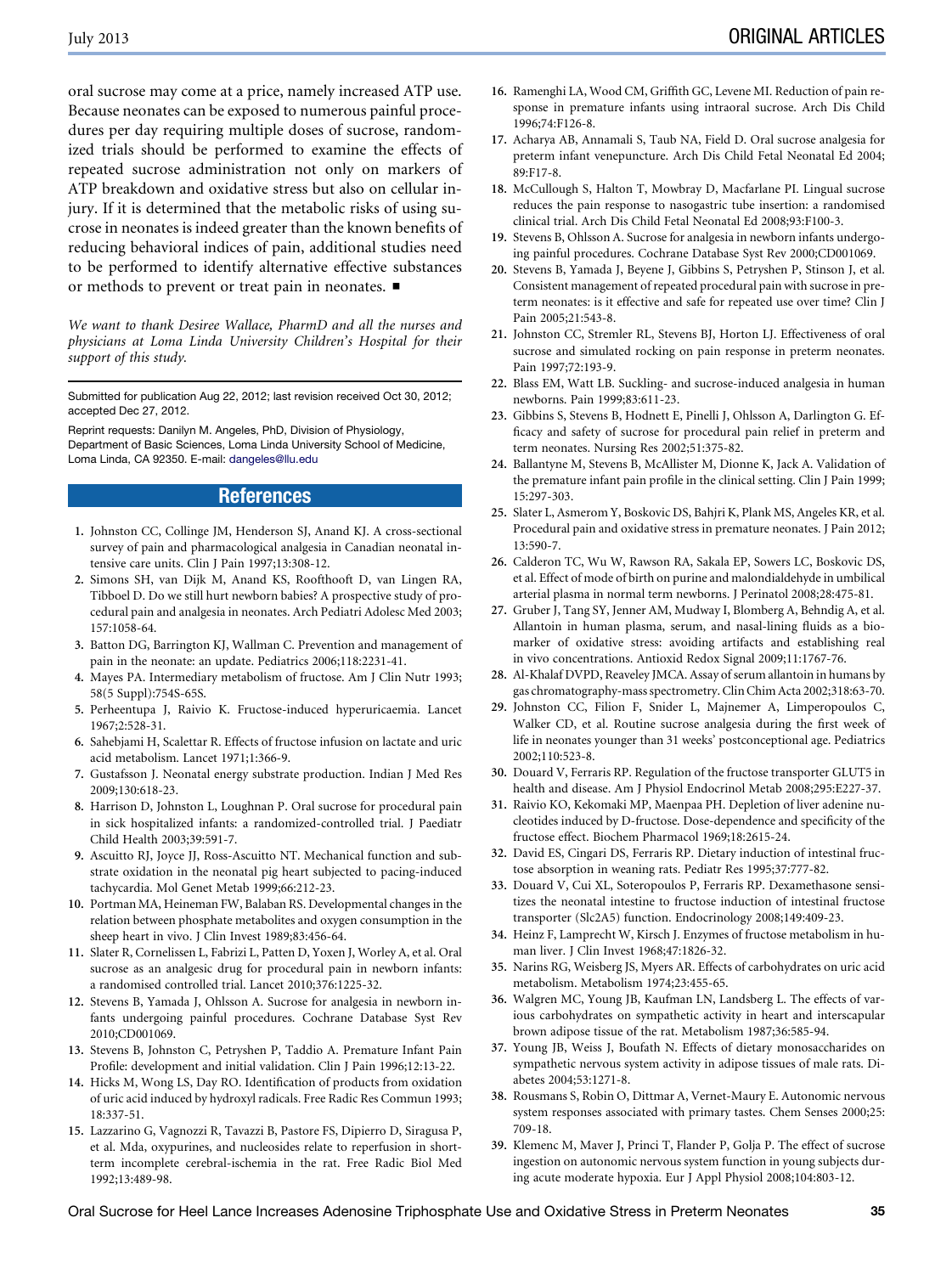oral sucrose may come at a price, namely increased ATP use. Because neonates can be exposed to numerous painful procedures per day requiring multiple doses of sucrose, randomized trials should be performed to examine the effects of repeated sucrose administration not only on markers of ATP breakdown and oxidative stress but also on cellular injury. If it is determined that the metabolic risks of using sucrose in neonates is indeed greater than the known benefits of reducing behavioral indices of pain, additional studies need to be performed to identify alternative effective substances or methods to prevent or treat pain in neonates. ■

*We want to thank Desiree Wallace, PharmD and all the nurses and physicians at Loma Linda University Children's Hospital for their support of this study.*

Submitted for publication Aug 22, 2012; last revision received Oct 30, 2012; accepted Dec 27, 2012.

Reprint requests: Danilyn M. Angeles, PhD, Division of Physiology, Department of Basic Sciences, Loma Linda University School of Medicine, Loma Linda, CA 92350. E-mail: dangeles@llu.edu

## References

1. Johnston CC, Collinge JM, Henderson SJ, Anand KJ. A cross-sectional survey of pain and pharmacological analgesia in Canadian neonatal intensive care units. Clin J Pain 1997;13:308-12.
2. Simons SH, van Dijk M, Anand KS, Roofthooft D, van Lingen RA, Tibboel D. Do we still hurt newborn babies? A prospective study of procedural pain and analgesia in neonates. Arch Pediatri Adolesc Med 2003; 157:1058-64.
3. Batton DG, Barrington KJ, Wallman C. Prevention and management of pain in the neonate: an update. Pediatrics 2006;118:2231-41.
4. Mayes PA. Intermediary metabolism of fructose. Am J Clin Nutr 1993; 58(5 Suppl):754S-65S.
5. Perheentupa J, Raivio K. Fructose-induced hyperuricaemia. Lancet 1967;2:528-31.
6. Sahebjami H, Scalettar R. Effects of fructose infusion on lactate and uric acid metabolism. Lancet 1971;1:366-9.
7. Gustafsson J. Neonatal energy substrate production. Indian J Med Res 2009;130:618-23.
8. Harrison D, Johnston L, Loughnan P. Oral sucrose for procedural pain in sick hospitalized infants: a randomized-controlled trial. J Paediatr Child Health 2003;39:591-7.
9. Ascuitto RJ, Joyce JJ, Ross-Ascuitto NT. Mechanical function and substrate oxidation in the neonatal pig heart subjected to pacing-induced tachycardia. Mol Genet Metab 1999;66:212-23.
10. Portman MA, Heineman FW, Balaban RS. Developmental changes in the relation between phosphate metabolites and oxygen consumption in the sheep heart in vivo. J Clin Invest 1989;83:456-64.
11. Slater R, Cornelissen L, Fabrizi L, Patten D, Yoxen J, Worley A, et al. Oral sucrose as an analgesic drug for procedural pain in newborn infants: a randomised controlled trial. Lancet 2010;376:1225-32.
12. Stevens B, Yamada J, Ohlsson A. Sucrose for analgesia in newborn infants undergoing painful procedures. Cochrane Database Syst Rev 2010;CD001069.
13. Stevens B, Johnston C, Petryshen P, Taddio A. Premature Infant Pain Profile: development and initial validation. Clin J Pain 1996;12:13-22.
14. Hicks M, Wong LS, Day RO. Identification of products from oxidation of uric acid induced by hydroxyl radicals. Free Radic Res Commun 1993; 18:337-51.
15. Lazzarino G, Vagnozzi R, Tavazzi B, Pastore FS, Dipierro D, Siragusa P, et al. Mda, oxypurines, and nucleosides relate to reperfusion in short-term incomplete cerebral-ischemia in the rat. Free Radic Biol Med 1992;13:489-98.
16. Ramenghi LA, Wood CM, Griffith GC, Levene MI. Reduction of pain response in premature infants using intraoral sucrose. Arch Dis Child 1996;74:F126-8.
17. Acharya AB, Annamali S, Taub NA, Field D. Oral sucrose analgesia for preterm infant venepuncture. Arch Dis Child Fetal Neonatal Ed 2004; 89:F17-8.
18. McCullough S, Halton T, Mowbray D, Macfarlane PI. Lingual sucrose reduces the pain response to nasogastric tube insertion: a randomised clinical trial. Arch Dis Child Fetal Neonatal Ed 2008;93:F100-3.
19. Stevens B, Ohlsson A. Sucrose for analgesia in newborn infants undergoing painful procedures. Cochrane Database Syst Rev 2000;CD001069.
20. Stevens B, Yamada J, Beyene J, Gibbins S, Petryshen P, Stinson J, et al. Consistent management of repeated procedural pain with sucrose in preterm neonates: is it effective and safe for repeated use over time? Clin J Pain 2005;21:543-8.
21. Johnston CC, Stremler RL, Stevens BJ, Horton LJ. Effectiveness of oral sucrose and simulated rocking on pain response in preterm neonates. Pain 1997;72:193-9.
22. Blass EM, Watt LB. Suckling- and sucrose-induced analgesia in human newborns. Pain 1999;83:611-23.
23. Gibbins S, Stevens B, Hodnett E, Pinelli J, Ohlsson A, Darlington G. Efficacy and safety of sucrose for procedural pain relief in preterm and term neonates. Nursing Res 2002;51:375-82.
24. Ballantyne M, Stevens B, McAllister M, Dionne K, Jack A. Validation of the premature infant pain profile in the clinical setting. Clin J Pain 1999; 15:297-303.
25. Slater L, Asmerom Y, Boskovic DS, Bahjri K, Plank MS, Angeles KR, et al. Procedural pain and oxidative stress in premature neonates. J Pain 2012; 13:590-7.
26. Calderon TC, Wu W, Rawson RA, Sakala EP, Sowers LC, Boskovic DS, et al. Effect of mode of birth on purine and malondialdehyde in umbilical arterial plasma in normal term newborns. J Perinatol 2008;28:475-81.
27. Gruber J, Tang SY, Jenner AM, Mudway I, Blomberg A, Behndig A, et al. Allantoin in human plasma, serum, and nasal-lining fluids as a biomarker of oxidative stress: avoiding artifacts and establishing real in vivo concentrations. Antioxid Redox Signal 2009;11:1767-76.
28. Al-Khalaf DVPD, Reaveley JMCA. Assay of serum allantoin in humans by gas chromatography-mass spectrometry. Clin Chim Acta 2002;318:63-70.
29. Johnston CC, Filion F, Snider L, Majnemer A, Limperopoulos C, Walker CD, et al. Routine sucrose analgesia during the first week of life in neonates younger than 31 weeks' postconceptional age. Pediatrics 2002;110:523-8.
30. Douard V, Ferraris RP. Regulation of the fructose transporter GLUT5 in health and disease. Am J Physiol Endocrinol Metab 2008;295:E227-37.
31. Raivio KO, Kekomaki MP, Maenpaa PH. Depletion of liver adenine nucleotides induced by D-fructose. Dose-dependence and specificity of the fructose effect. Biochem Pharmacol 1969;18:2615-24.
32. David ES, Cingari DS, Ferraris RP. Dietary induction of intestinal fructose absorption in weaning rats. Pediatr Res 1995;37:777-82.
33. Douard V, Cui XL, Soteropoulos P, Ferraris RP. Dexamethasone sensitizes the neonatal intestine to fructose induction of intestinal fructose transporter (Slc2A5) function. Endocrinology 2008;149:409-23.
34. Heinz F, Lamprecht W, Kirsch J. Enzymes of fructose metabolism in human liver. J Clin Invest 1968;47:1826-32.
35. Narins RG, Weisberg JS, Myers AR. Effects of carbohydrates on uric acid metabolism. Metabolism 1974;23:455-65.
36. Walgren MC, Young JB, Kaufman LN, Landsberg L. The effects of various carbohydrates on sympathetic activity in heart and interscapular brown adipose tissue of the rat. Metabolism 1987;36:585-94.
37. Young JB, Weiss J, Boufath N. Effects of dietary monosaccharides on sympathetic nervous system activity in adipose tissues of male rats. Diabetes 2004;53:1271-8.
38. Rousmans S, Robin O, Dittmar A, Vernet-Maury E. Autonomic nervous system responses associated with primary tastes. Chem Senses 2000;25: 709-18.
39. Klemenc M, Maver J, Princi T, Flander P, Golja P. The effect of sucrose ingestion on autonomic nervous system function in young subjects during acute moderate hypoxia. Eur J Appl Physiol 2008;104:803-12.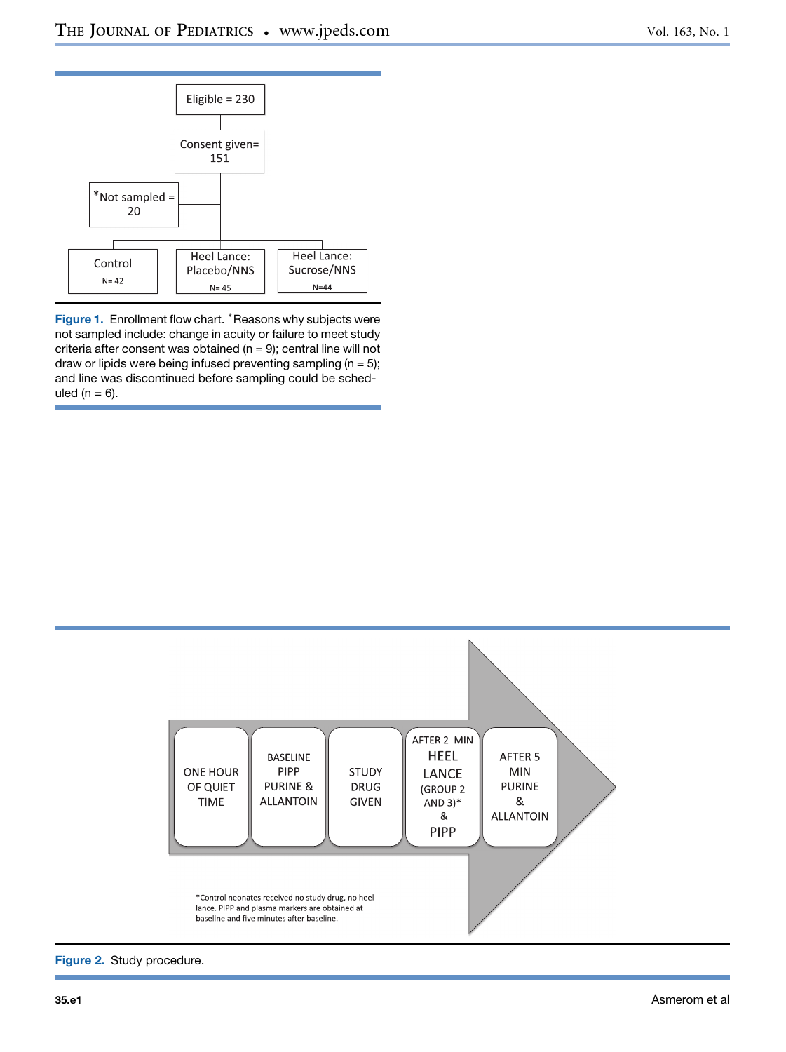Eligible = 230

Consent given= 151

*Not sampled = 20

Control N= 42

Heel Lance: Placebo/NNS N= 45

Heel Lance: Sucrose/NNS N=44

**Figure 1.** Enrollment flow chart. *Reasons why subjects were not sampled include: change in acuity or failure to meet study criteria after consent was obtained (n = 9); central line will not draw or lipids were being infused preventing sampling (n = 5); and line was discontinued before sampling could be scheduled (n = 6).

ONE HOUR OF QUIET TIME

BASELINE PIPP PURINE & ALLANTOIN

STUDY DRUG GIVEN

AFTER 2 MIN HEEL LANCE (GROUP 2 AND 3)* & PIPP

AFTER 5 MIN PURINE & ALLANTOIN

*Control neonates received no study drug, no heel lance. PIPP and plasma markers are obtained at baseline and five minutes after baseline.

**Figure 2.** Study procedure.